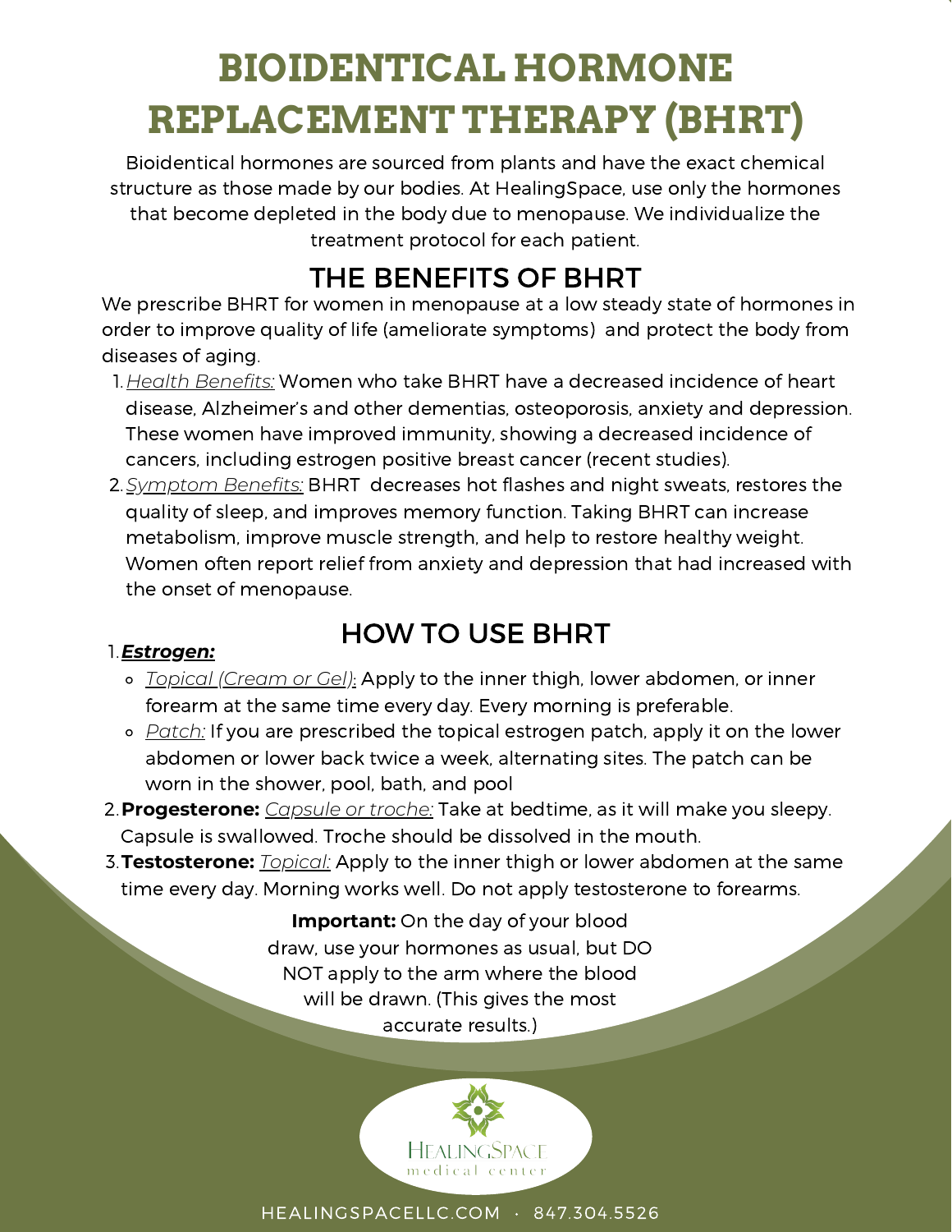# BIOIDENTICAL HORMONE REPLACEMENT THERAPY (BHRT)

Bioidentical hormones are sourced from plants and have the exact chemical structure as those made by our bodies. At HealingSpace, use only the hormones that become depleted in the body due to menopause. We individualize the treatment protocol for each patient.

## THE BENEFITS OF BHRT

We prescribe BHRT for women in menopause at a low steady state of hormones in order to improve quality of life (ameliorate symptoms) and protect the body from diseases of aging.

1. Health Benefits: Women who take BHRT have a decreased incidence of heart disease, Alzheimer's and other dementias, osteoporosis, anxiety and depression. These women have improved immunity, showing a decreased incidence of cancers, including estrogen positive breast cancer (recent studies).
2. Symptom Benefits: BHRT decreases hot flashes and night sweats, restores the quality of sleep, and improves memory function. Taking BHRT can increase metabolism, improve muscle strength, and help to restore healthy weight. Women often report relief from anxiety and depression that had increased with the onset of menopause.

## HOW TO USE BHRT

1. ***Estrogen:***
   - Topical (Cream or Gel): Apply to the inner thigh, lower abdomen, or inner forearm at the same time every day. Every morning is preferable.
   - Patch: If you are prescribed the topical estrogen patch, apply it on the lower abdomen or lower back twice a week, alternating sites. The patch can be worn in the shower, pool, bath, and pool
2. **Progesterone:** Capsule or troche: Take at bedtime, as it will make you sleepy. Capsule is swallowed. Troche should be dissolved in the mouth.
3. **Testosterone:** Topical: Apply to the inner thigh or lower abdomen at the same time every day. Morning works well. Do not apply testosterone to forearms.

**Important:** On the day of your blood draw, use your hormones as usual, but DO NOT apply to the arm where the blood will be drawn. (This gives the most accurate results.)

HealingSpace medical center

HEALINGSPACELLC.COM · 847.304.5526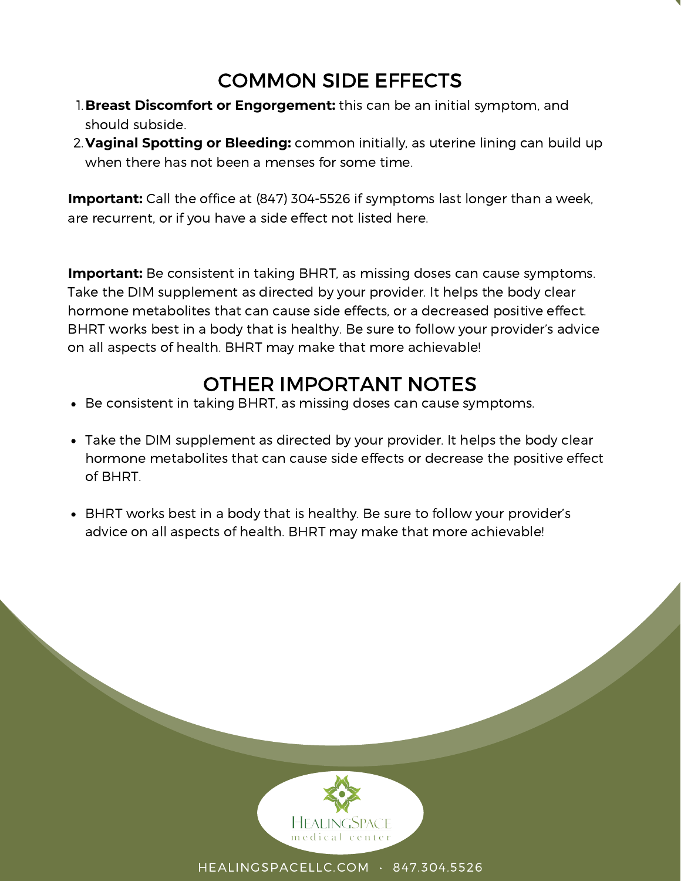## COMMON SIDE EFFECTS

1. **Breast Discomfort or Engorgement:** this can be an initial symptom, and should subside.
2. **Vaginal Spotting or Bleeding:** common initially, as uterine lining can build up when there has not been a menses for some time.

**Important:** Call the office at (847) 304-5526 if symptoms last longer than a week, are recurrent, or if you have a side effect not listed here.

**Important:** Be consistent in taking BHRT, as missing doses can cause symptoms. Take the DIM supplement as directed by your provider. It helps the body clear hormone metabolites that can cause side effects, or a decreased positive effect. BHRT works best in a body that is healthy. Be sure to follow your provider's advice on all aspects of health. BHRT may make that more achievable!

## OTHER IMPORTANT NOTES

- Be consistent in taking BHRT, as missing doses can cause symptoms.
- Take the DIM supplement as directed by your provider. It helps the body clear hormone metabolites that can cause side effects or decrease the positive effect of BHRT.
- BHRT works best in a body that is healthy. Be sure to follow your provider's advice on all aspects of health. BHRT may make that more achievable!

HealingSpace medical center

HEALINGSPACELLC.COM · 847.304.5526